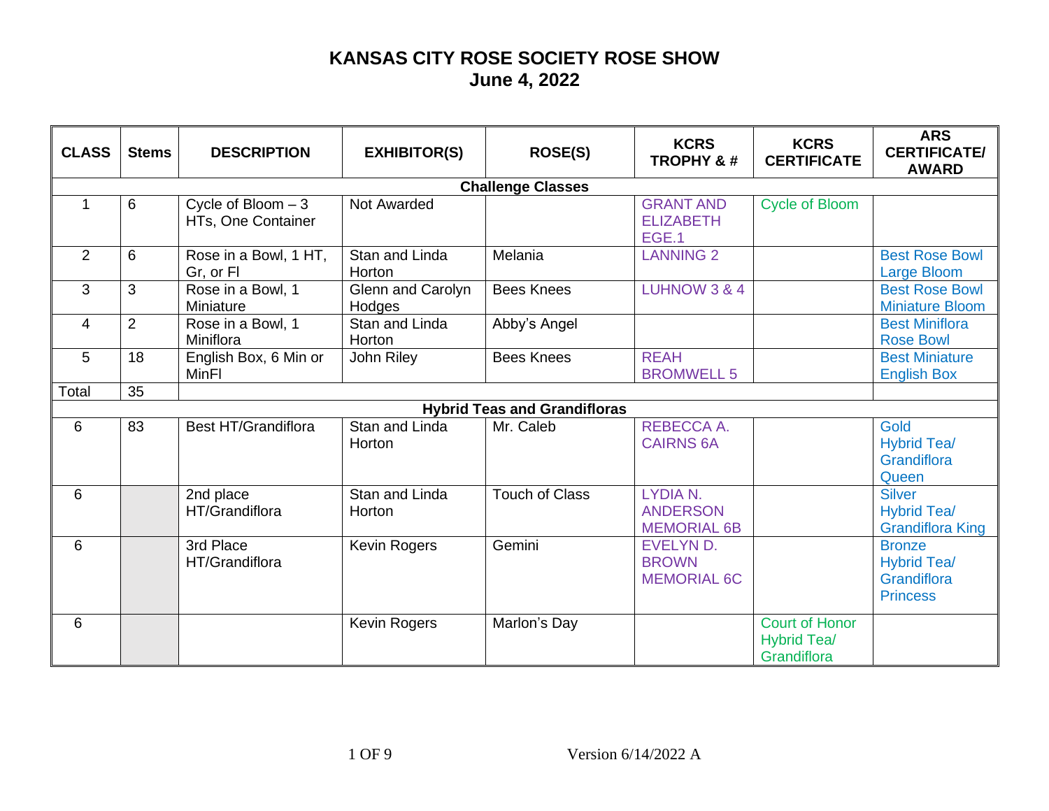# KANSAS CITY ROSE SOCIETY ROSE SHOW
## June 4, 2022

| CLASS | Stems | DESCRIPTION | EXHIBITOR(S) | ROSE(S) | KCRS TROPHY & # | KCRS CERTIFICATE | ARS CERTIFICATE/ AWARD |
|---|---|---|---|---|---|---|---|
| **Challenge Classes** | | | | | | | |
| 1 | 6 | Cycle of Bloom – 3 HTs, One Container | Not Awarded | | GRANT AND ELIZABETH EGE.1 | Cycle of Bloom | |
| 2 | 6 | Rose in a Bowl, 1 HT, Gr, or Fl | Stan and Linda Horton | Melania | LANNING 2 | | Best Rose Bowl Large Bloom |
| 3 | 3 | Rose in a Bowl, 1 Miniature | Glenn and Carolyn Hodges | Bees Knees | LUHNOW 3 & 4 | | Best Rose Bowl Miniature Bloom |
| 4 | 2 | Rose in a Bowl, 1 Miniflora | Stan and Linda Horton | Abby's Angel | | | Best Miniflora Rose Bowl |
| 5 | 18 | English Box, 6 Min or MinFl | John Riley | Bees Knees | REAH BROMWELL 5 | | Best Miniature English Box |
| Total | 35 | | | | | | |
| **Hybrid Teas and Grandifloras** | | | | | | | |
| 6 | 83 | Best HT/Grandiflora | Stan and Linda Horton | Mr. Caleb | REBECCA A. CAIRNS 6A | | Gold Hybrid Tea/ Grandiflora Queen |
| 6 | | 2nd place HT/Grandiflora | Stan and Linda Horton | Touch of Class | LYDIA N. ANDERSON MEMORIAL 6B | | Silver Hybrid Tea/ Grandiflora King |
| 6 | | 3rd Place HT/Grandiflora | Kevin Rogers | Gemini | EVELYN D. BROWN MEMORIAL 6C | | Bronze Hybrid Tea/ Grandiflora Princess |
| 6 | | | Kevin Rogers | Marlon's Day | | Court of Honor Hybrid Tea/ Grandiflora | |

Version 6/14/2022 A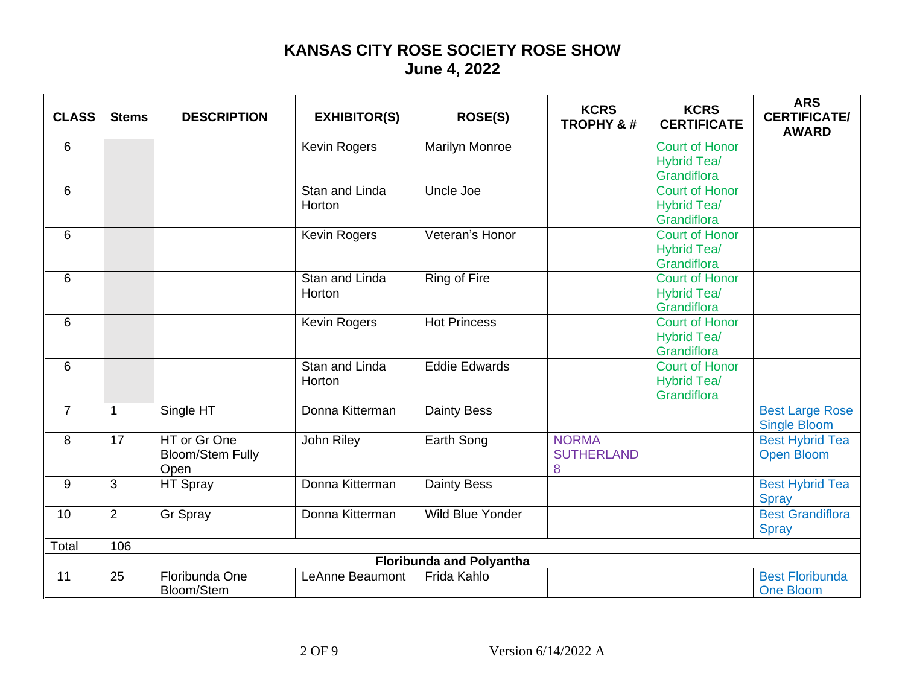# KANSAS CITY ROSE SOCIETY ROSE SHOW
## June 4, 2022

| CLASS | Stems | DESCRIPTION | EXHIBITOR(S) | ROSE(S) | KCRS TROPHY & # | KCRS CERTIFICATE | ARS CERTIFICATE/ AWARD |
|---|---|---|---|---|---|---|---|
| 6 | | | Kevin Rogers | Marilyn Monroe | | Court of Honor Hybrid Tea/ Grandiflora | |
| 6 | | | Stan and Linda Horton | Uncle Joe | | Court of Honor Hybrid Tea/ Grandiflora | |
| 6 | | | Kevin Rogers | Veteran's Honor | | Court of Honor Hybrid Tea/ Grandiflora | |
| 6 | | | Stan and Linda Horton | Ring of Fire | | Court of Honor Hybrid Tea/ Grandiflora | |
| 6 | | | Kevin Rogers | Hot Princess | | Court of Honor Hybrid Tea/ Grandiflora | |
| 6 | | | Stan and Linda Horton | Eddie Edwards | | Court of Honor Hybrid Tea/ Grandiflora | |
| 7 | 1 | Single HT | Donna Kitterman | Dainty Bess | | | Best Large Rose Single Bloom |
| 8 | 17 | HT or Gr One Bloom/Stem Fully Open | John Riley | Earth Song | NORMA SUTHERLAND 8 | | Best Hybrid Tea Open Bloom |
| 9 | 3 | HT Spray | Donna Kitterman | Dainty Bess | | | Best Hybrid Tea Spray |
| 10 | 2 | Gr Spray | Donna Kitterman | Wild Blue Yonder | | | Best Grandiflora Spray |
| Total | 106 | | | | | | |
| **Floribunda and Polyantha** | | | | | | | |
| 11 | 25 | Floribunda One Bloom/Stem | LeAnne Beaumont | Frida Kahlo | | | Best Floribunda One Bloom |

Version 6/14/2022 A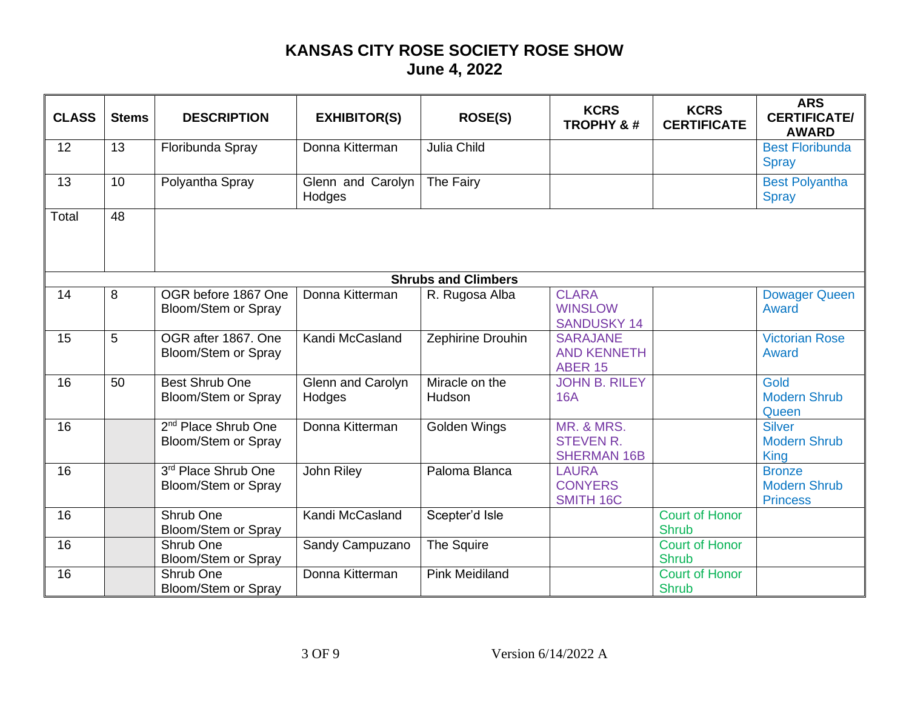# KANSAS CITY ROSE SOCIETY ROSE SHOW
## June 4, 2022

| CLASS | Stems | DESCRIPTION | EXHIBITOR(S) | ROSE(S) | KCRS TROPHY & # | KCRS CERTIFICATE | ARS CERTIFICATE/ AWARD |
|---|---|---|---|---|---|---|---|
| 12 | 13 | Floribunda Spray | Donna Kitterman | Julia Child | | | Best Floribunda Spray |
| 13 | 10 | Polyantha Spray | Glenn and Carolyn Hodges | The Fairy | | | Best Polyantha Spray |
| Total | 48 | | | | | | |
| **Shrubs and Climbers** | | | | | | | |
| 14 | 8 | OGR before 1867 One Bloom/Stem or Spray | Donna Kitterman | R. Rugosa Alba | CLARA WINSLOW SANDUSKY 14 | | Dowager Queen Award |
| 15 | 5 | OGR after 1867. One Bloom/Stem or Spray | Kandi McCasland | Zephirine Drouhin | SARAJANE AND KENNETH ABER 15 | | Victorian Rose Award |
| 16 | 50 | Best Shrub One Bloom/Stem or Spray | Glenn and Carolyn Hodges | Miracle on the Hudson | JOHN B. RILEY 16A | | Gold Modern Shrub Queen |
| 16 | | 2nd Place Shrub One Bloom/Stem or Spray | Donna Kitterman | Golden Wings | MR. & MRS. STEVEN R. SHERMAN 16B | | Silver Modern Shrub King |
| 16 | | 3rd Place Shrub One Bloom/Stem or Spray | John Riley | Paloma Blanca | LAURA CONYERS SMITH 16C | | Bronze Modern Shrub Princess |
| 16 | | Shrub One Bloom/Stem or Spray | Kandi McCasland | Scepter'd Isle | | Court of Honor Shrub | |
| 16 | | Shrub One Bloom/Stem or Spray | Sandy Campuzano | The Squire | | Court of Honor Shrub | |
| 16 | | Shrub One Bloom/Stem or Spray | Donna Kitterman | Pink Meidiland | | Court of Honor Shrub | |

Version 6/14/2022 A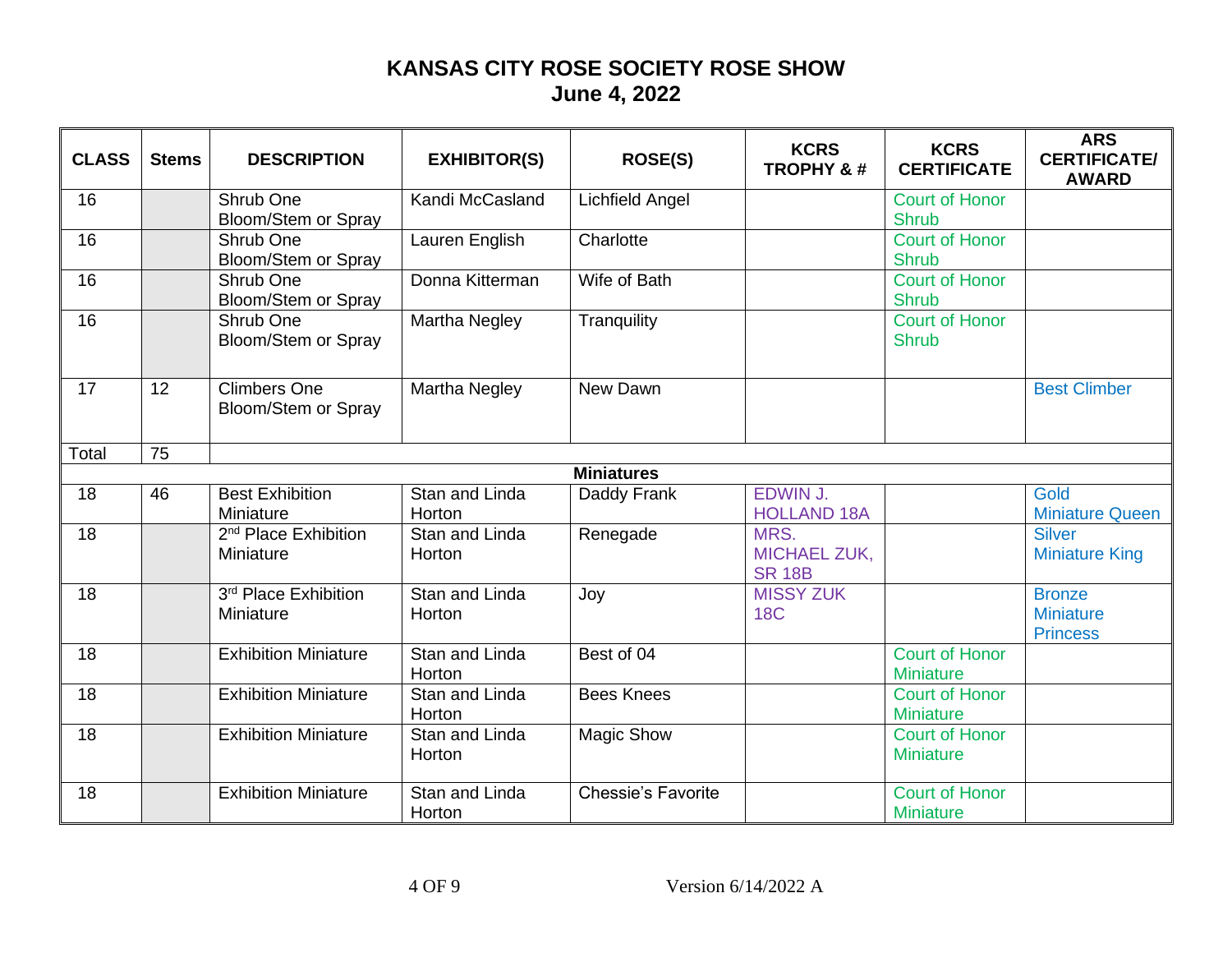# KANSAS CITY ROSE SOCIETY ROSE SHOW
## June 4, 2022

| CLASS | Stems | DESCRIPTION | EXHIBITOR(S) | ROSE(S) | KCRS TROPHY & # | KCRS CERTIFICATE | ARS CERTIFICATE/ AWARD |
|---|---|---|---|---|---|---|---|
| 16 | | Shrub One Bloom/Stem or Spray | Kandi McCasland | Lichfield Angel | | Court of Honor Shrub | |
| 16 | | Shrub One Bloom/Stem or Spray | Lauren English | Charlotte | | Court of Honor Shrub | |
| 16 | | Shrub One Bloom/Stem or Spray | Donna Kitterman | Wife of Bath | | Court of Honor Shrub | |
| 16 | | Shrub One Bloom/Stem or Spray | Martha Negley | Tranquility | | Court of Honor Shrub | |
| 17 | 12 | Climbers One Bloom/Stem or Spray | Martha Negley | New Dawn | | | Best Climber |
| Total | 75 | | | | | | |
| | | | | **Miniatures** | | | |
| 18 | 46 | Best Exhibition Miniature | Stan and Linda Horton | Daddy Frank | EDWIN J. HOLLAND 18A | | Gold Miniature Queen |
| 18 | | 2nd Place Exhibition Miniature | Stan and Linda Horton | Renegade | MRS. MICHAEL ZUK, SR 18B | | Silver Miniature King |
| 18 | | 3rd Place Exhibition Miniature | Stan and Linda Horton | Joy | MISSY ZUK 18C | | Bronze Miniature Princess |
| 18 | | Exhibition Miniature | Stan and Linda Horton | Best of 04 | | Court of Honor Miniature | |
| 18 | | Exhibition Miniature | Stan and Linda Horton | Bees Knees | | Court of Honor Miniature | |
| 18 | | Exhibition Miniature | Stan and Linda Horton | Magic Show | | Court of Honor Miniature | |
| 18 | | Exhibition Miniature | Stan and Linda Horton | Chessie's Favorite | | Court of Honor Miniature | |

Version 6/14/2022 A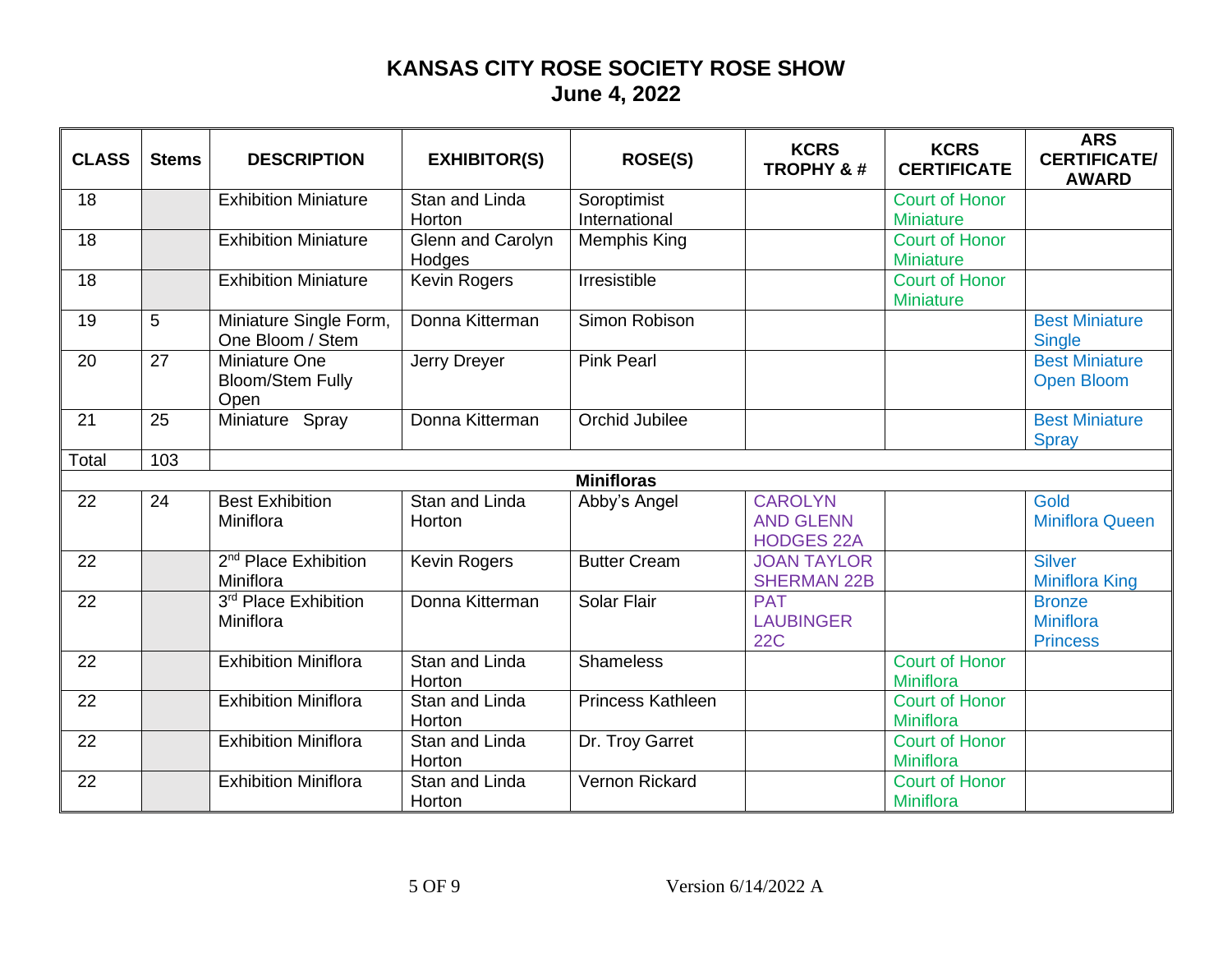# KANSAS CITY ROSE SOCIETY ROSE SHOW
## June 4, 2022

| CLASS | Stems | DESCRIPTION | EXHIBITOR(S) | ROSE(S) | KCRS TROPHY & # | KCRS CERTIFICATE | ARS CERTIFICATE/ AWARD |
|---|---|---|---|---|---|---|---|
| 18 | | Exhibition Miniature | Stan and Linda Horton | Soroptimist International | | Court of Honor Miniature | |
| 18 | | Exhibition Miniature | Glenn and Carolyn Hodges | Memphis King | | Court of Honor Miniature | |
| 18 | | Exhibition Miniature | Kevin Rogers | Irresistible | | Court of Honor Miniature | |
| 19 | 5 | Miniature Single Form, One Bloom / Stem | Donna Kitterman | Simon Robison | | | Best Miniature Single |
| 20 | 27 | Miniature One Bloom/Stem Fully Open | Jerry Dreyer | Pink Pearl | | | Best Miniature Open Bloom |
| 21 | 25 | Miniature Spray | Donna Kitterman | Orchid Jubilee | | | Best Miniature Spray |
| Total | 103 | | | | | | |
| | | | | **Minifloras** | | | |
| 22 | 24 | Best Exhibition Miniflora | Stan and Linda Horton | Abby's Angel | CAROLYN AND GLENN HODGES 22A | | Gold Miniflora Queen |
| 22 | | 2nd Place Exhibition Miniflora | Kevin Rogers | Butter Cream | JOAN TAYLOR SHERMAN 22B | | Silver Miniflora King |
| 22 | | 3rd Place Exhibition Miniflora | Donna Kitterman | Solar Flair | PAT LAUBINGER 22C | | Bronze Miniflora Princess |
| 22 | | Exhibition Miniflora | Stan and Linda Horton | Shameless | | Court of Honor Miniflora | |
| 22 | | Exhibition Miniflora | Stan and Linda Horton | Princess Kathleen | | Court of Honor Miniflora | |
| 22 | | Exhibition Miniflora | Stan and Linda Horton | Dr. Troy Garret | | Court of Honor Miniflora | |
| 22 | | Exhibition Miniflora | Stan and Linda Horton | Vernon Rickard | | Court of Honor Miniflora | |

Version 6/14/2022 A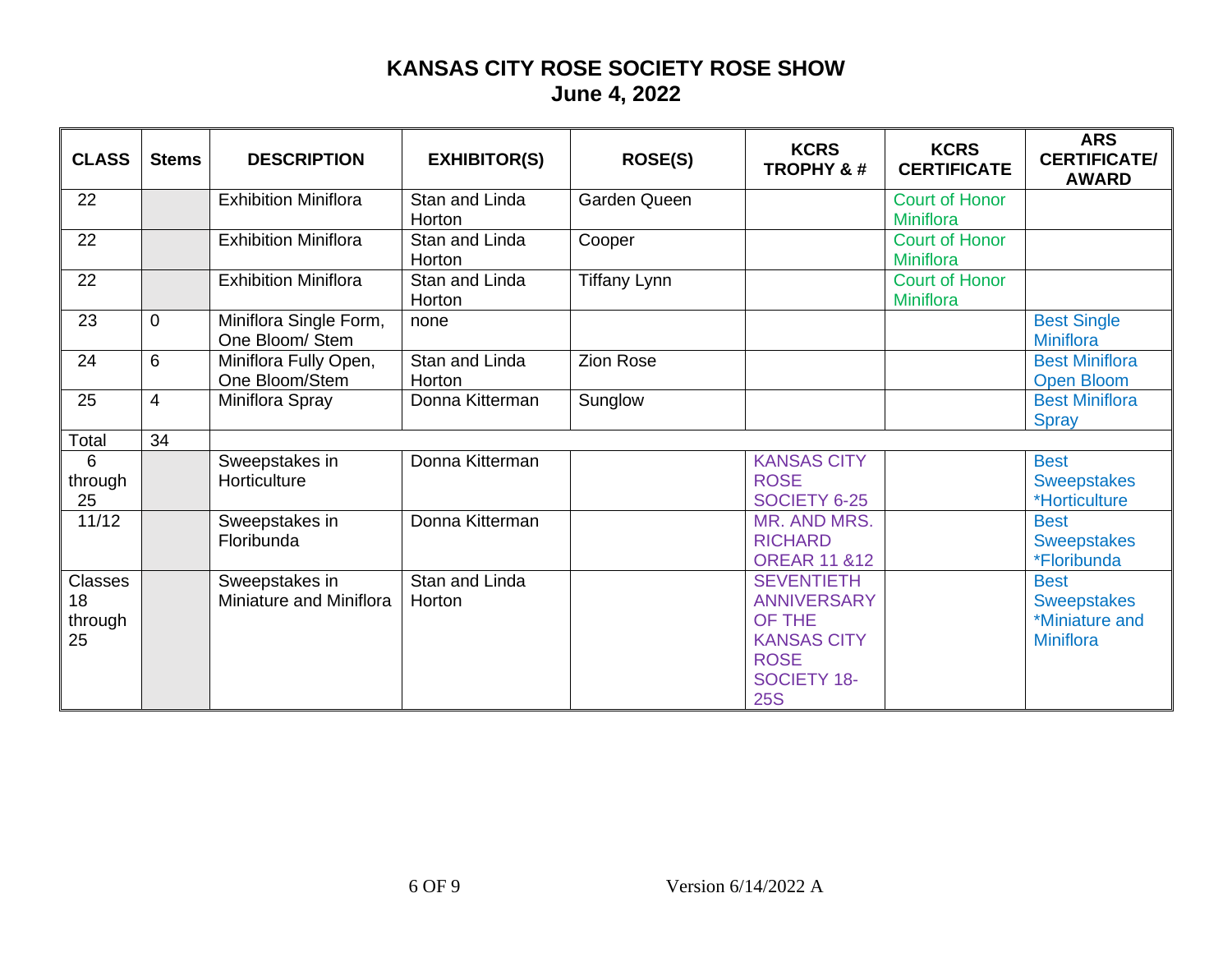# KANSAS CITY ROSE SOCIETY ROSE SHOW
## June 4, 2022

| CLASS | Stems | DESCRIPTION | EXHIBITOR(S) | ROSE(S) | KCRS TROPHY & # | KCRS CERTIFICATE | ARS CERTIFICATE/ AWARD |
|---|---|---|---|---|---|---|---|
| 22 | | Exhibition Miniflora | Stan and Linda Horton | Garden Queen | | Court of Honor Miniflora | |
| 22 | | Exhibition Miniflora | Stan and Linda Horton | Cooper | | Court of Honor Miniflora | |
| 22 | | Exhibition Miniflora | Stan and Linda Horton | Tiffany Lynn | | Court of Honor Miniflora | |
| 23 | 0 | Miniflora Single Form, One Bloom/ Stem | none | | | | Best Single Miniflora |
| 24 | 6 | Miniflora Fully Open, One Bloom/Stem | Stan and Linda Horton | Zion Rose | | | Best Miniflora Open Bloom |
| 25 | 4 | Miniflora Spray | Donna Kitterman | Sunglow | | | Best Miniflora Spray |
| Total | 34 | | | | | | |
| 6 through 25 | | Sweepstakes in Horticulture | Donna Kitterman | | KANSAS CITY ROSE SOCIETY 6-25 | | Best Sweepstakes *Horticulture |
| 11/12 | | Sweepstakes in Floribunda | Donna Kitterman | | MR. AND MRS. RICHARD OREAR 11 &12 | | Best Sweepstakes *Floribunda |
| Classes 18 through 25 | | Sweepstakes in Miniature and Miniflora | Stan and Linda Horton | | SEVENTIETH ANNIVERSARY OF THE KANSAS CITY ROSE SOCIETY 18-25S | | Best Sweepstakes *Miniature and Miniflora |

Version 6/14/2022 A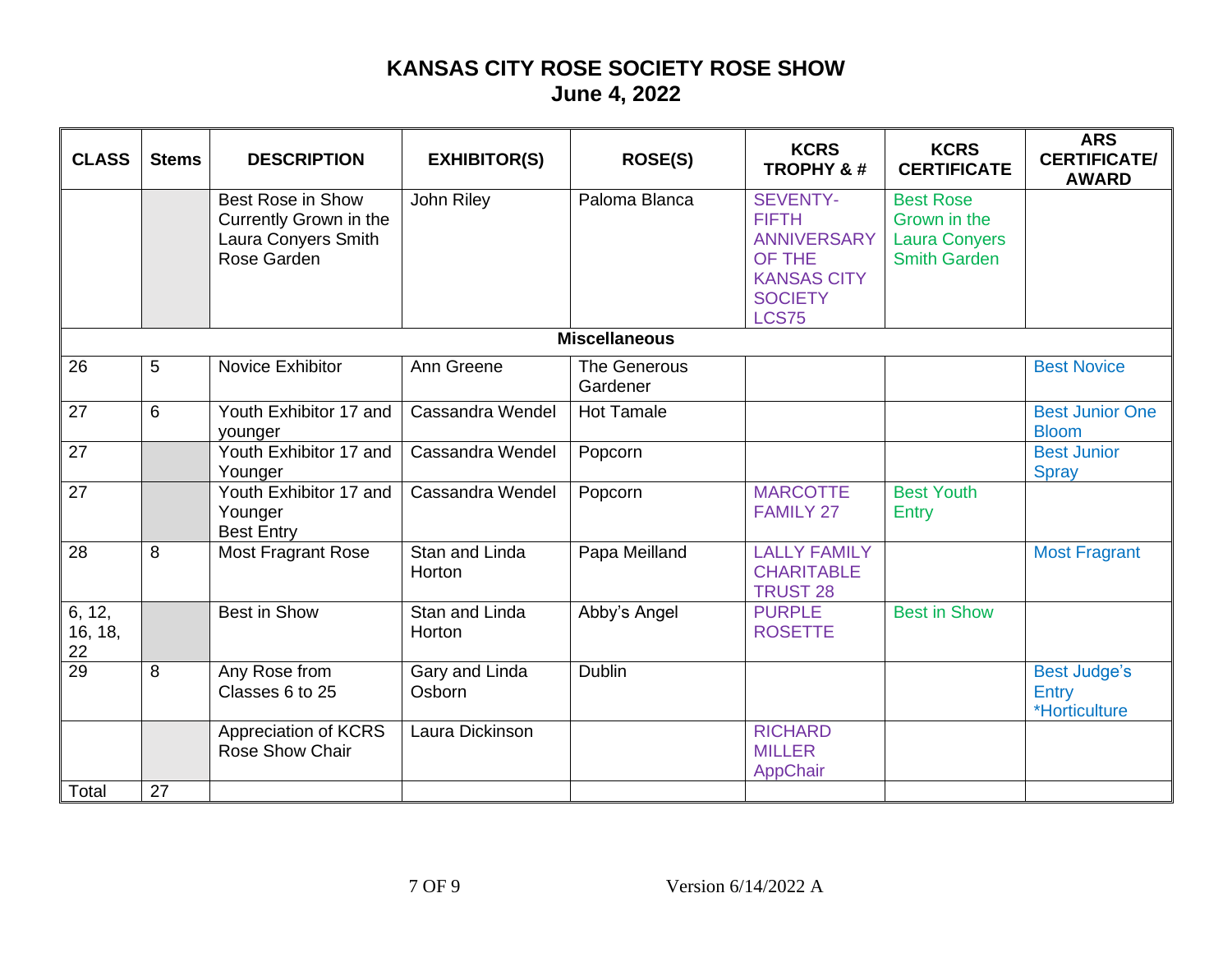# KANSAS CITY ROSE SOCIETY ROSE SHOW
## June 4, 2022

| CLASS | Stems | DESCRIPTION | EXHIBITOR(S) | ROSE(S) | KCRS TROPHY & # | KCRS CERTIFICATE | ARS CERTIFICATE/ AWARD |
|---|---|---|---|---|---|---|---|
| | | Best Rose in Show Currently Grown in the Laura Conyers Smith Rose Garden | John Riley | Paloma Blanca | SEVENTY-FIFTH ANNIVERSARY OF THE KANSAS CITY SOCIETY LCS75 | Best Rose Grown in the Laura Conyers Smith Garden | |
| | | | | **Miscellaneous** | | | |
| 26 | 5 | Novice Exhibitor | Ann Greene | The Generous Gardener | | | Best Novice |
| 27 | 6 | Youth Exhibitor 17 and younger | Cassandra Wendel | Hot Tamale | | | Best Junior One Bloom |
| 27 | | Youth Exhibitor 17 and Younger | Cassandra Wendel | Popcorn | | | Best Junior Spray |
| 27 | | Youth Exhibitor 17 and Younger Best Entry | Cassandra Wendel | Popcorn | MARCOTTE FAMILY 27 | Best Youth Entry | |
| 28 | 8 | Most Fragrant Rose | Stan and Linda Horton | Papa Meilland | LALLY FAMILY CHARITABLE TRUST 28 | | Most Fragrant |
| 6, 12, 16, 18, 22 | | Best in Show | Stan and Linda Horton | Abby's Angel | PURPLE ROSETTE | Best in Show | |
| 29 | 8 | Any Rose from Classes 6 to 25 | Gary and Linda Osborn | Dublin | | | Best Judge's Entry *Horticulture |
| | | Appreciation of KCRS Rose Show Chair | Laura Dickinson | | RICHARD MILLER AppChair | | |
| Total | 27 | | | | | | |

Version 6/14/2022 A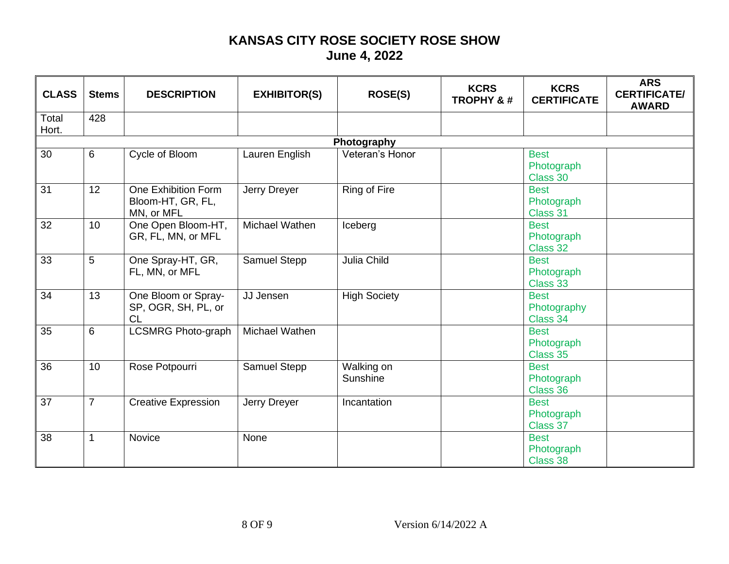# KANSAS CITY ROSE SOCIETY ROSE SHOW
## June 4, 2022

| CLASS | Stems | DESCRIPTION | EXHIBITOR(S) | ROSE(S) | KCRS TROPHY & # | KCRS CERTIFICATE | ARS CERTIFICATE/ AWARD |
|---|---|---|---|---|---|---|---|
| Total Hort. | 428 | | | | | | |
| **Photography** | | | | | | | |
| 30 | 6 | Cycle of Bloom | Lauren English | Veteran's Honor | | Best Photograph Class 30 | |
| 31 | 12 | One Exhibition Form Bloom-HT, GR, FL, MN, or MFL | Jerry Dreyer | Ring of Fire | | Best Photograph Class 31 | |
| 32 | 10 | One Open Bloom-HT, GR, FL, MN, or MFL | Michael Wathen | Iceberg | | Best Photograph Class 32 | |
| 33 | 5 | One Spray-HT, GR, FL, MN, or MFL | Samuel Stepp | Julia Child | | Best Photograph Class 33 | |
| 34 | 13 | One Bloom or Spray-SP, OGR, SH, PL, or CL | JJ Jensen | High Society | | Best Photography Class 34 | |
| 35 | 6 | LCSMRG Photo-graph | Michael Wathen | | | Best Photograph Class 35 | |
| 36 | 10 | Rose Potpourri | Samuel Stepp | Walking on Sunshine | | Best Photograph Class 36 | |
| 37 | 7 | Creative Expression | Jerry Dreyer | Incantation | | Best Photograph Class 37 | |
| 38 | 1 | Novice | None | | | Best Photograph Class 38 | |

Version 6/14/2022 A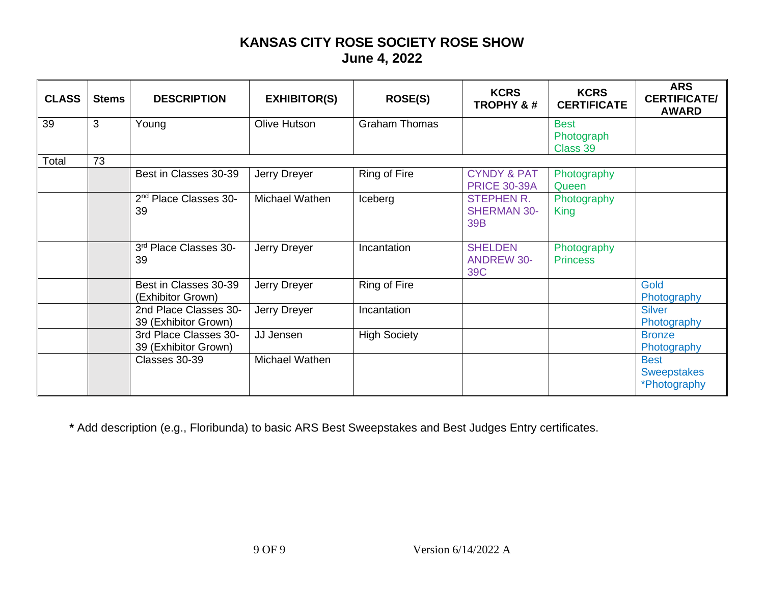# KANSAS CITY ROSE SOCIETY ROSE SHOW
## June 4, 2022

| CLASS | Stems | DESCRIPTION | EXHIBITOR(S) | ROSE(S) | KCRS TROPHY & # | KCRS CERTIFICATE | ARS CERTIFICATE/ AWARD |
|---|---|---|---|---|---|---|---|
| 39 | 3 | Young | Olive Hutson | Graham Thomas | | Best Photograph Class 39 | |
| Total | 73 | | | | | | |
| | | Best in Classes 30-39 | Jerry Dreyer | Ring of Fire | CYNDY & PAT PRICE 30-39A | Photography Queen | |
| | | 2nd Place Classes 30-39 | Michael Wathen | Iceberg | STEPHEN R. SHERMAN 30-39B | Photography King | |
| | | 3rd Place Classes 30-39 | Jerry Dreyer | Incantation | SHELDEN ANDREW 30-39C | Photography Princess | |
| | | Best in Classes 30-39 (Exhibitor Grown) | Jerry Dreyer | Ring of Fire | | | Gold Photography |
| | | 2nd Place Classes 30-39 (Exhibitor Grown) | Jerry Dreyer | Incantation | | | Silver Photography |
| | | 3rd Place Classes 30-39 (Exhibitor Grown) | JJ Jensen | High Society | | | Bronze Photography |
| | | Classes 30-39 | Michael Wathen | | | | Best Sweepstakes *Photography |

**\*** Add description (e.g., Floribunda) to basic ARS Best Sweepstakes and Best Judges Entry certificates.

Version 6/14/2022 A